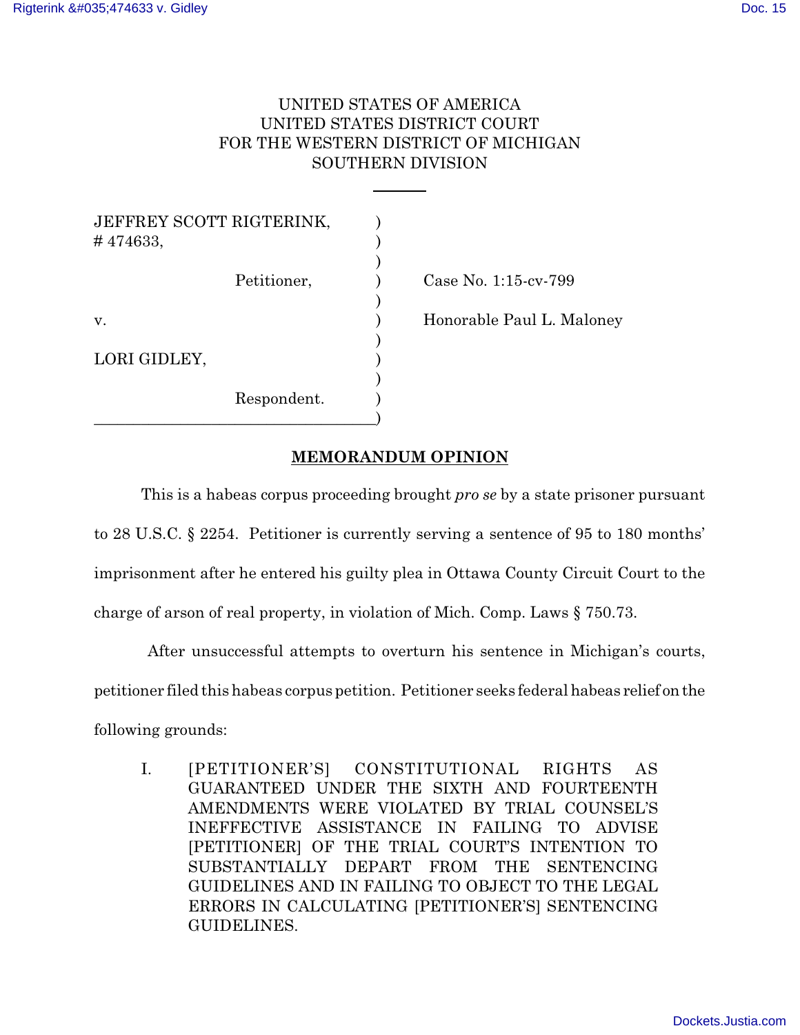UNITED STATES OF AMERICA
UNITED STATES DISTRICT COURT
FOR THE WESTERN DISTRICT OF MICHIGAN
SOUTHERN DIVISION

| | | |
|---|---|---|
| JEFFREY SCOTT RIGTERINK, # 474633, | ) | |
| Petitioner, | ) | Case No. 1:15-cv-799 |
| v. | ) | Honorable Paul L. Maloney |
| LORI GIDLEY, | ) | |
| Respondent. | ) | |

## MEMORANDUM OPINION

This is a habeas corpus proceeding brought *pro se* by a state prisoner pursuant to 28 U.S.C. § 2254. Petitioner is currently serving a sentence of 95 to 180 months' imprisonment after he entered his guilty plea in Ottawa County Circuit Court to the charge of arson of real property, in violation of Mich. Comp. Laws § 750.73.

After unsuccessful attempts to overturn his sentence in Michigan's courts, petitioner filed this habeas corpus petition. Petitioner seeks federal habeas relief on the following grounds:

I. [PETITIONER'S] CONSTITUTIONAL RIGHTS AS GUARANTEED UNDER THE SIXTH AND FOURTEENTH AMENDMENTS WERE VIOLATED BY TRIAL COUNSEL'S INEFFECTIVE ASSISTANCE IN FAILING TO ADVISE [PETITIONER] OF THE TRIAL COURT'S INTENTION TO SUBSTANTIALLY DEPART FROM THE SENTENCING GUIDELINES AND IN FAILING TO OBJECT TO THE LEGAL ERRORS IN CALCULATING [PETITIONER'S] SENTENCING GUIDELINES.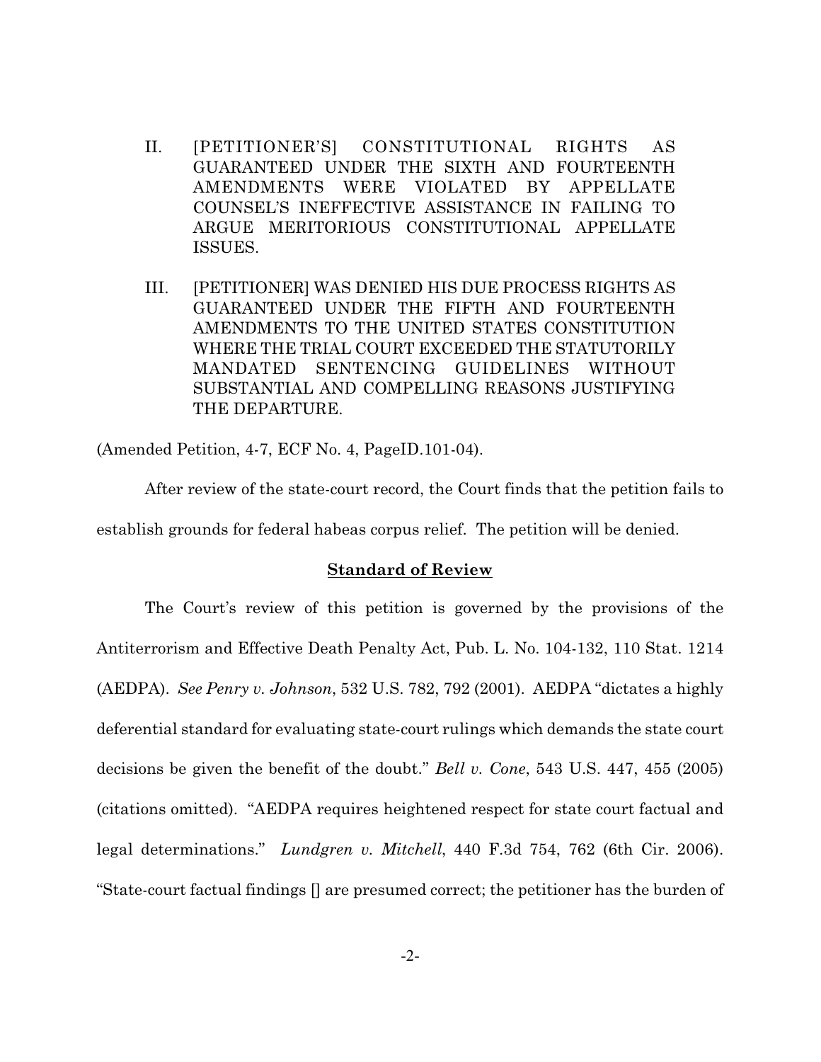II. [PETITIONER'S] CONSTITUTIONAL RIGHTS AS GUARANTEED UNDER THE SIXTH AND FOURTEENTH AMENDMENTS WERE VIOLATED BY APPELLATE COUNSEL'S INEFFECTIVE ASSISTANCE IN FAILING TO ARGUE MERITORIOUS CONSTITUTIONAL APPELLATE ISSUES.

III. [PETITIONER] WAS DENIED HIS DUE PROCESS RIGHTS AS GUARANTEED UNDER THE FIFTH AND FOURTEENTH AMENDMENTS TO THE UNITED STATES CONSTITUTION WHERE THE TRIAL COURT EXCEEDED THE STATUTORILY MANDATED SENTENCING GUIDELINES WITHOUT SUBSTANTIAL AND COMPELLING REASONS JUSTIFYING THE DEPARTURE.

(Amended Petition, 4-7, ECF No. 4, PageID.101-04).

After review of the state-court record, the Court finds that the petition fails to establish grounds for federal habeas corpus relief. The petition will be denied.

## Standard of Review

The Court's review of this petition is governed by the provisions of the Antiterrorism and Effective Death Penalty Act, Pub. L. No. 104-132, 110 Stat. 1214 (AEDPA). *See Penry v. Johnson*, 532 U.S. 782, 792 (2001). AEDPA "dictates a highly deferential standard for evaluating state-court rulings which demands the state court decisions be given the benefit of the doubt." *Bell v. Cone*, 543 U.S. 447, 455 (2005) (citations omitted). "AEDPA requires heightened respect for state court factual and legal determinations." *Lundgren v. Mitchell*, 440 F.3d 754, 762 (6th Cir. 2006). "State-court factual findings [] are presumed correct; the petitioner has the burden of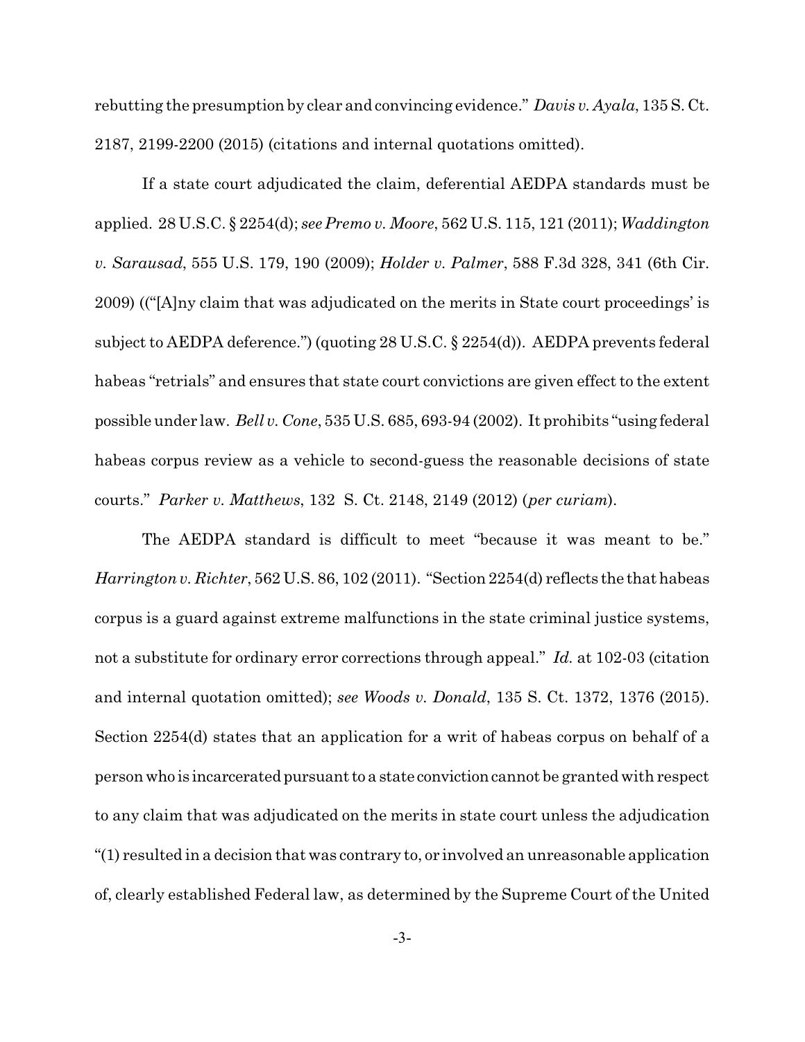rebutting the presumption by clear and convincing evidence." *Davis v. Ayala*, 135 S. Ct. 2187, 2199-2200 (2015) (citations and internal quotations omitted).

If a state court adjudicated the claim, deferential AEDPA standards must be applied. 28 U.S.C. § 2254(d); *see Premo v. Moore*, 562 U.S. 115, 121 (2011); *Waddington v. Sarausad*, 555 U.S. 179, 190 (2009); *Holder v. Palmer*, 588 F.3d 328, 341 (6th Cir. 2009) (("[A]ny claim that was adjudicated on the merits in State court proceedings' is subject to AEDPA deference.") (quoting 28 U.S.C. § 2254(d)). AEDPA prevents federal habeas "retrials" and ensures that state court convictions are given effect to the extent possible under law. *Bell v. Cone*, 535 U.S. 685, 693-94 (2002). It prohibits "using federal habeas corpus review as a vehicle to second-guess the reasonable decisions of state courts." *Parker v. Matthews*, 132 S. Ct. 2148, 2149 (2012) (*per curiam*).

The AEDPA standard is difficult to meet "because it was meant to be." *Harrington v. Richter*, 562 U.S. 86, 102 (2011). "Section 2254(d) reflects the that habeas corpus is a guard against extreme malfunctions in the state criminal justice systems, not a substitute for ordinary error corrections through appeal." *Id.* at 102-03 (citation and internal quotation omitted); *see Woods v. Donald*, 135 S. Ct. 1372, 1376 (2015). Section 2254(d) states that an application for a writ of habeas corpus on behalf of a person who is incarcerated pursuant to a state conviction cannot be granted with respect to any claim that was adjudicated on the merits in state court unless the adjudication "(1) resulted in a decision that was contrary to, or involved an unreasonable application of, clearly established Federal law, as determined by the Supreme Court of the United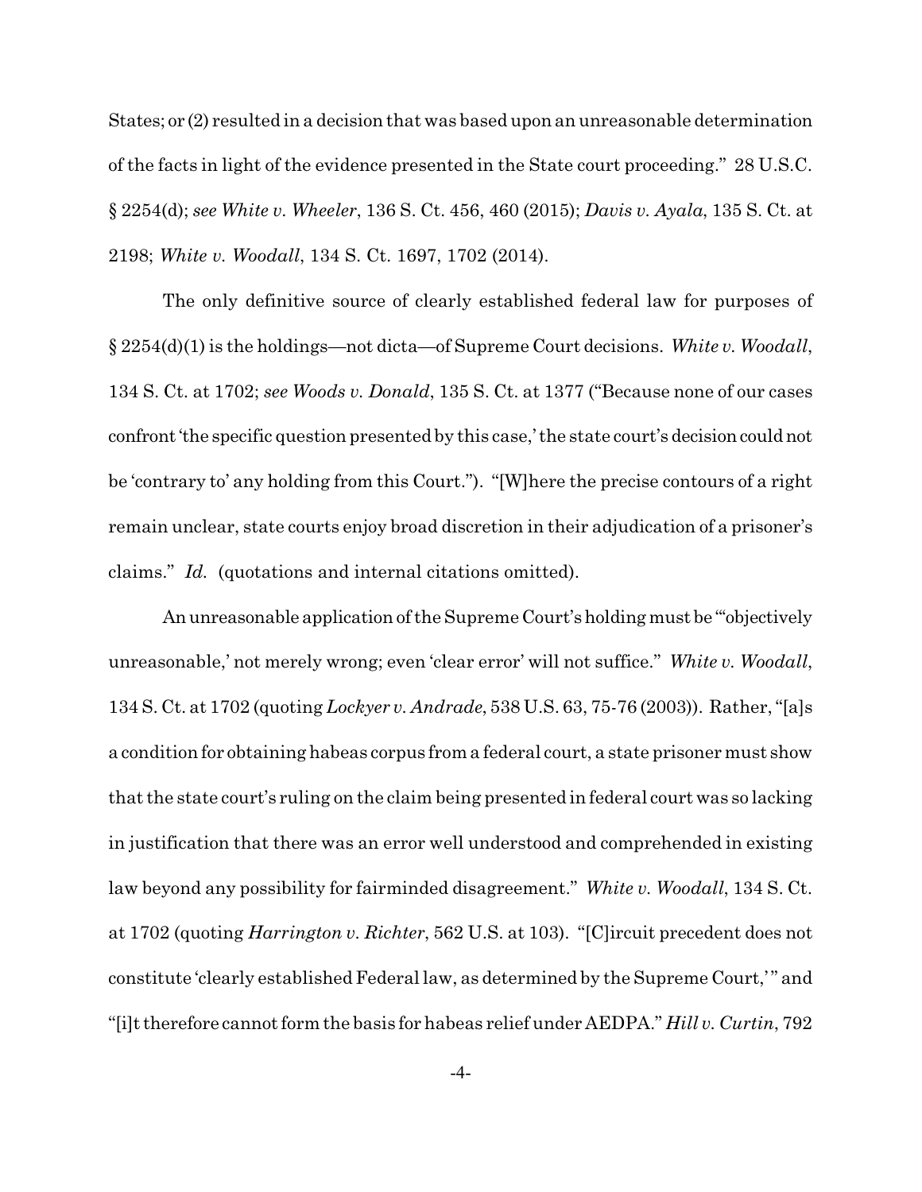States; or (2) resulted in a decision that was based upon an unreasonable determination of the facts in light of the evidence presented in the State court proceeding." 28 U.S.C. § 2254(d); *see White v. Wheeler*, 136 S. Ct. 456, 460 (2015); *Davis v. Ayala*, 135 S. Ct. at 2198; *White v. Woodall*, 134 S. Ct. 1697, 1702 (2014).

The only definitive source of clearly established federal law for purposes of § 2254(d)(1) is the holdings—not dicta—of Supreme Court decisions. *White v. Woodall*, 134 S. Ct. at 1702; *see Woods v. Donald*, 135 S. Ct. at 1377 ("Because none of our cases confront 'the specific question presented by this case,' the state court's decision could not be 'contrary to' any holding from this Court."). "[W]here the precise contours of a right remain unclear, state courts enjoy broad discretion in their adjudication of a prisoner's claims." *Id.* (quotations and internal citations omitted).

An unreasonable application of the Supreme Court's holding must be "'objectively unreasonable,' not merely wrong; even 'clear error' will not suffice." *White v. Woodall*, 134 S. Ct. at 1702 (quoting *Lockyer v. Andrade*, 538 U.S. 63, 75-76 (2003)). Rather, "[a]s a condition for obtaining habeas corpus from a federal court, a state prisoner must show that the state court's ruling on the claim being presented in federal court was so lacking in justification that there was an error well understood and comprehended in existing law beyond any possibility for fairminded disagreement." *White v. Woodall*, 134 S. Ct. at 1702 (quoting *Harrington v. Richter*, 562 U.S. at 103). "[C]ircuit precedent does not constitute 'clearly established Federal law, as determined by the Supreme Court,'" and "[i]t therefore cannot form the basis for habeas relief under AEDPA." *Hill v. Curtin*, 792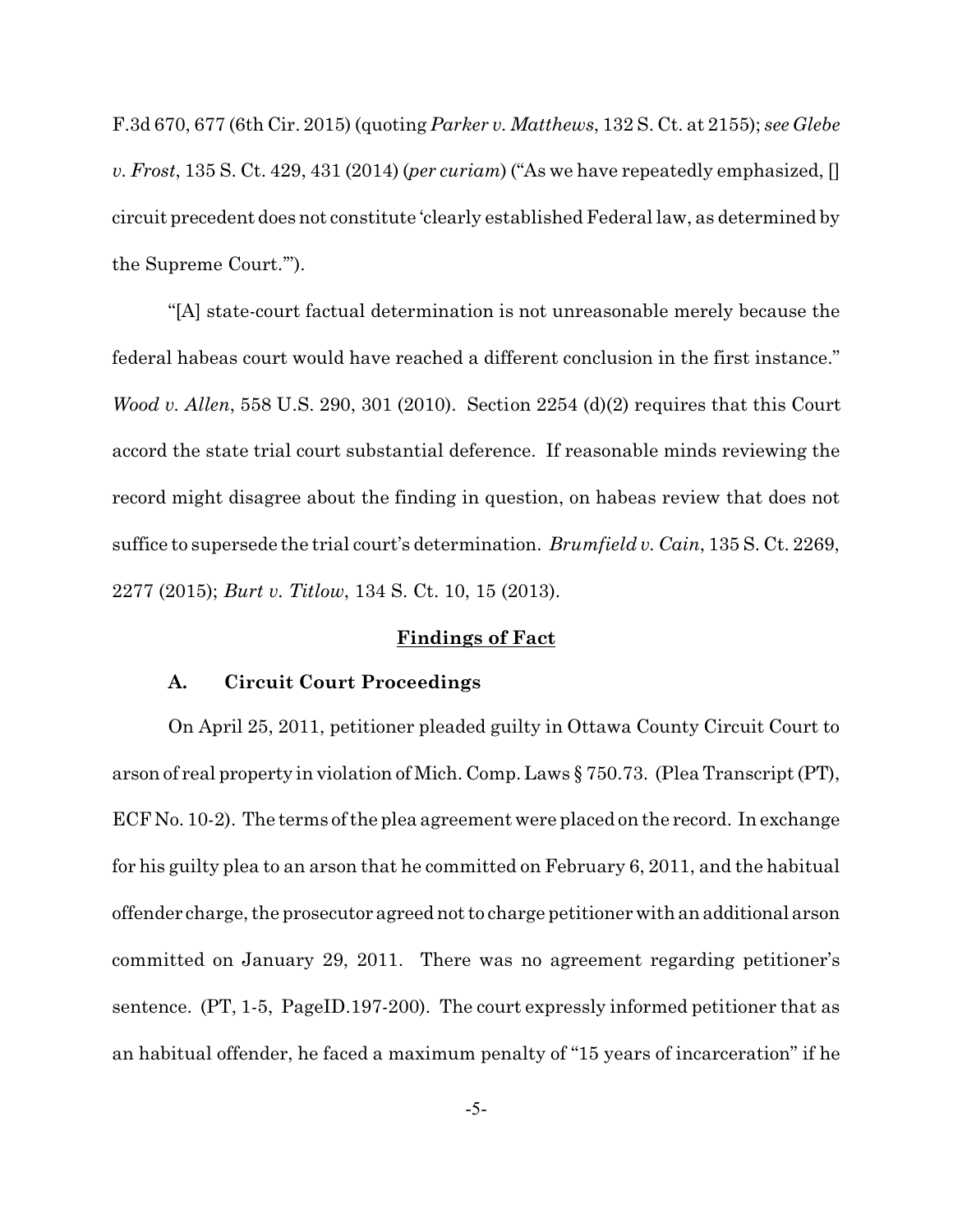F.3d 670, 677 (6th Cir. 2015) (quoting *Parker v. Matthews*, 132 S. Ct. at 2155); *see Glebe v. Frost*, 135 S. Ct. 429, 431 (2014) (*per curiam*) ("As we have repeatedly emphasized, [] circuit precedent does not constitute 'clearly established Federal law, as determined by the Supreme Court.'").

"[A] state-court factual determination is not unreasonable merely because the federal habeas court would have reached a different conclusion in the first instance." *Wood v. Allen*, 558 U.S. 290, 301 (2010). Section 2254 (d)(2) requires that this Court accord the state trial court substantial deference. If reasonable minds reviewing the record might disagree about the finding in question, on habeas review that does not suffice to supersede the trial court's determination. *Brumfield v. Cain*, 135 S. Ct. 2269, 2277 (2015); *Burt v. Titlow*, 134 S. Ct. 10, 15 (2013).

## Findings of Fact

### A. Circuit Court Proceedings

On April 25, 2011, petitioner pleaded guilty in Ottawa County Circuit Court to arson of real property in violation of Mich. Comp. Laws § 750.73. (Plea Transcript (PT), ECF No. 10-2). The terms of the plea agreement were placed on the record. In exchange for his guilty plea to an arson that he committed on February 6, 2011, and the habitual offender charge, the prosecutor agreed not to charge petitioner with an additional arson committed on January 29, 2011. There was no agreement regarding petitioner's sentence. (PT, 1-5, PageID.197-200). The court expressly informed petitioner that as an habitual offender, he faced a maximum penalty of "15 years of incarceration" if he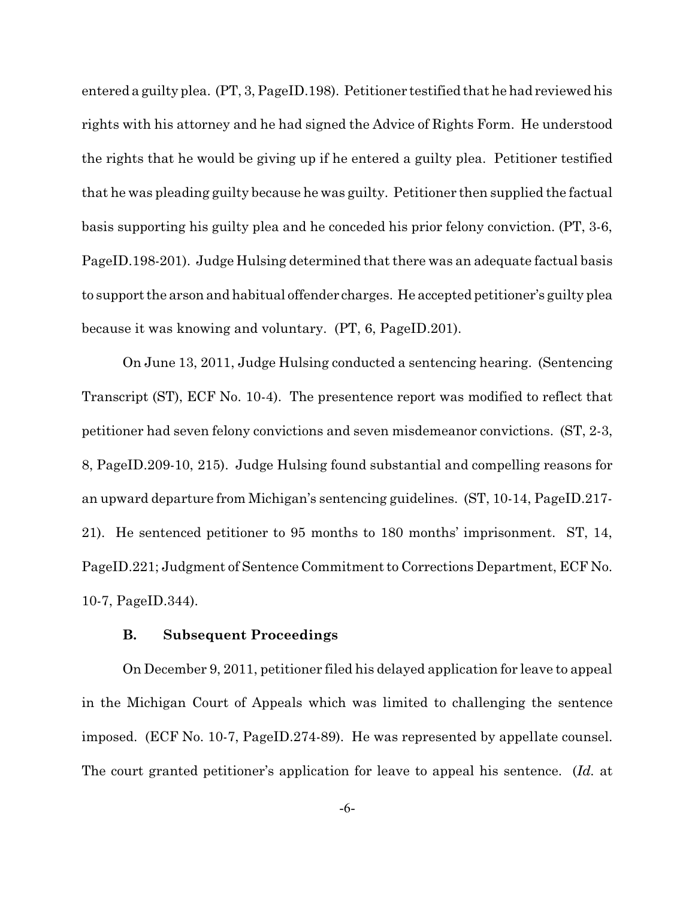entered a guilty plea. (PT, 3, PageID.198). Petitioner testified that he had reviewed his rights with his attorney and he had signed the Advice of Rights Form. He understood the rights that he would be giving up if he entered a guilty plea. Petitioner testified that he was pleading guilty because he was guilty. Petitioner then supplied the factual basis supporting his guilty plea and he conceded his prior felony conviction. (PT, 3-6, PageID.198-201). Judge Hulsing determined that there was an adequate factual basis to support the arson and habitual offender charges. He accepted petitioner's guilty plea because it was knowing and voluntary. (PT, 6, PageID.201).

On June 13, 2011, Judge Hulsing conducted a sentencing hearing. (Sentencing Transcript (ST), ECF No. 10-4). The presentence report was modified to reflect that petitioner had seven felony convictions and seven misdemeanor convictions. (ST, 2-3, 8, PageID.209-10, 215). Judge Hulsing found substantial and compelling reasons for an upward departure from Michigan's sentencing guidelines. (ST, 10-14, PageID.217-21). He sentenced petitioner to 95 months to 180 months' imprisonment. ST, 14, PageID.221; Judgment of Sentence Commitment to Corrections Department, ECF No. 10-7, PageID.344).

### B. Subsequent Proceedings

On December 9, 2011, petitioner filed his delayed application for leave to appeal in the Michigan Court of Appeals which was limited to challenging the sentence imposed. (ECF No. 10-7, PageID.274-89). He was represented by appellate counsel. The court granted petitioner's application for leave to appeal his sentence. (*Id.* at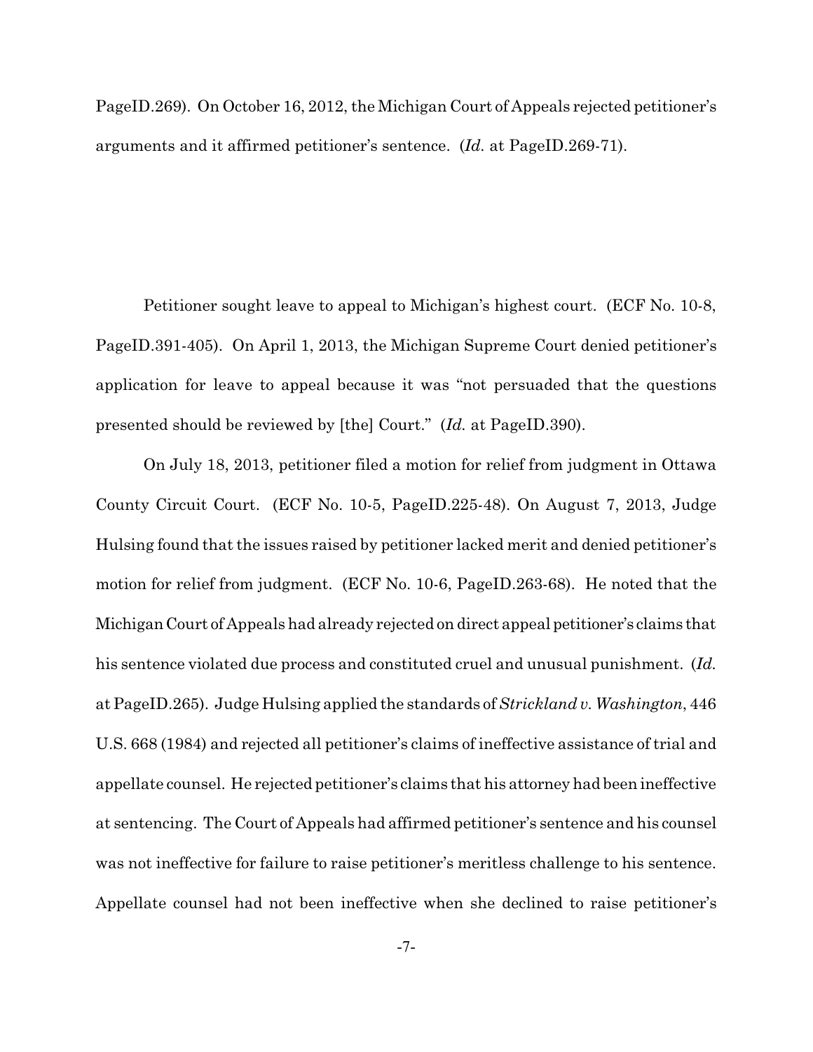PageID.269). On October 16, 2012, the Michigan Court of Appeals rejected petitioner's arguments and it affirmed petitioner's sentence. (*Id.* at PageID.269-71).

Petitioner sought leave to appeal to Michigan's highest court. (ECF No. 10-8, PageID.391-405). On April 1, 2013, the Michigan Supreme Court denied petitioner's application for leave to appeal because it was "not persuaded that the questions presented should be reviewed by [the] Court." (*Id.* at PageID.390).

On July 18, 2013, petitioner filed a motion for relief from judgment in Ottawa County Circuit Court. (ECF No. 10-5, PageID.225-48). On August 7, 2013, Judge Hulsing found that the issues raised by petitioner lacked merit and denied petitioner's motion for relief from judgment. (ECF No. 10-6, PageID.263-68). He noted that the Michigan Court of Appeals had already rejected on direct appeal petitioner's claims that his sentence violated due process and constituted cruel and unusual punishment. (*Id.* at PageID.265). Judge Hulsing applied the standards of *Strickland v. Washington*, 446 U.S. 668 (1984) and rejected all petitioner's claims of ineffective assistance of trial and appellate counsel. He rejected petitioner's claims that his attorney had been ineffective at sentencing. The Court of Appeals had affirmed petitioner's sentence and his counsel was not ineffective for failure to raise petitioner's meritless challenge to his sentence. Appellate counsel had not been ineffective when she declined to raise petitioner's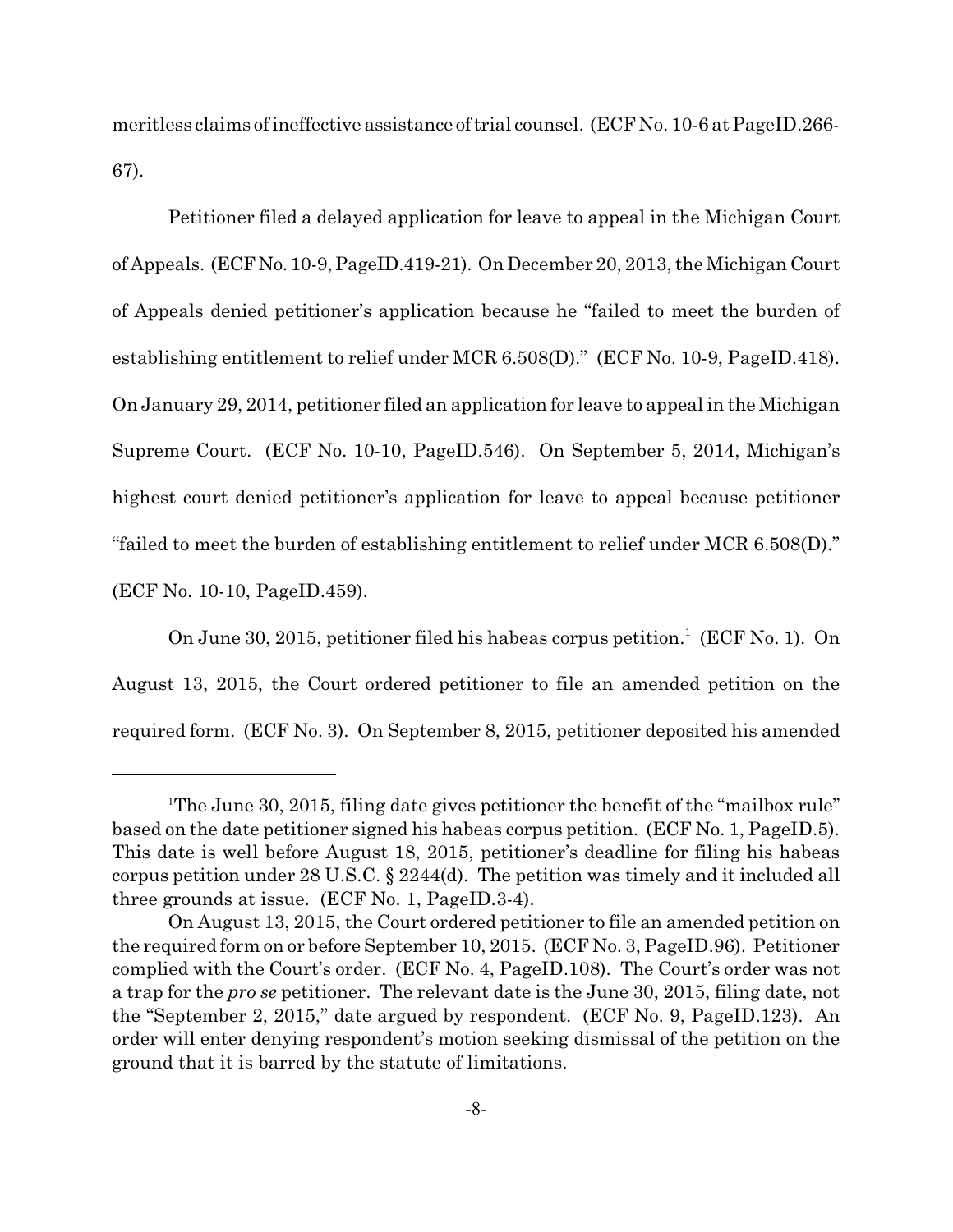meritless claims of ineffective assistance of trial counsel. (ECF No. 10-6 at PageID.266-67).

Petitioner filed a delayed application for leave to appeal in the Michigan Court of Appeals. (ECF No. 10-9, PageID.419-21). On December 20, 2013, the Michigan Court of Appeals denied petitioner's application because he "failed to meet the burden of establishing entitlement to relief under MCR 6.508(D)." (ECF No. 10-9, PageID.418). On January 29, 2014, petitioner filed an application for leave to appeal in the Michigan Supreme Court. (ECF No. 10-10, PageID.546). On September 5, 2014, Michigan's highest court denied petitioner's application for leave to appeal because petitioner "failed to meet the burden of establishing entitlement to relief under MCR 6.508(D)." (ECF No. 10-10, PageID.459).

On June 30, 2015, petitioner filed his habeas corpus petition.[1] (ECF No. 1). On August 13, 2015, the Court ordered petitioner to file an amended petition on the required form. (ECF No. 3). On September 8, 2015, petitioner deposited his amended

[1] The June 30, 2015, filing date gives petitioner the benefit of the "mailbox rule" based on the date petitioner signed his habeas corpus petition. (ECF No. 1, PageID.5). This date is well before August 18, 2015, petitioner's deadline for filing his habeas corpus petition under 28 U.S.C. § 2244(d). The petition was timely and it included all three grounds at issue. (ECF No. 1, PageID.3-4).

On August 13, 2015, the Court ordered petitioner to file an amended petition on the required form on or before September 10, 2015. (ECF No. 3, PageID.96). Petitioner complied with the Court's order. (ECF No. 4, PageID.108). The Court's order was not a trap for the *pro se* petitioner. The relevant date is the June 30, 2015, filing date, not the "September 2, 2015," date argued by respondent. (ECF No. 9, PageID.123). An order will enter denying respondent's motion seeking dismissal of the petition on the ground that it is barred by the statute of limitations.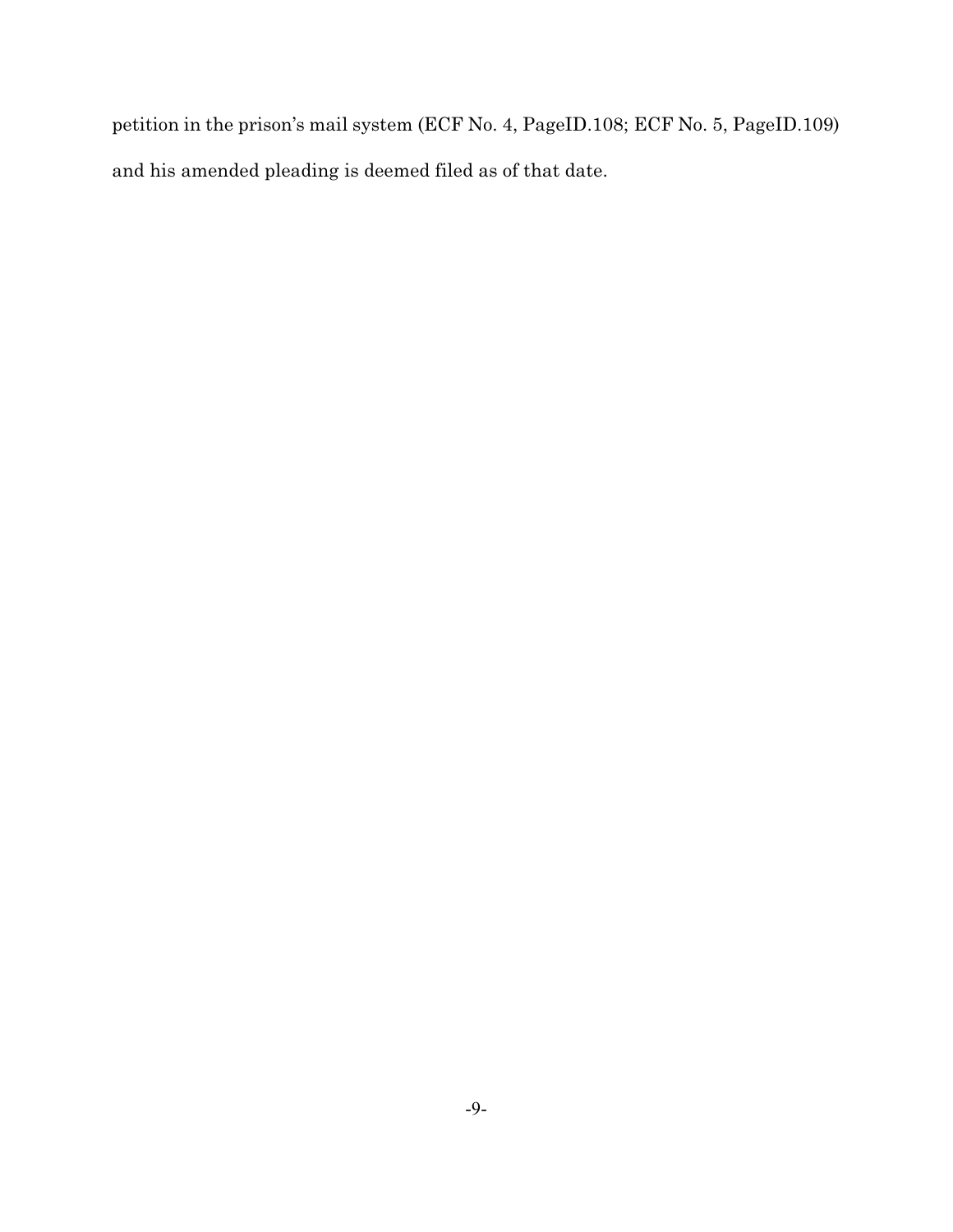petition in the prison's mail system (ECF No. 4, PageID.108; ECF No. 5, PageID.109) and his amended pleading is deemed filed as of that date.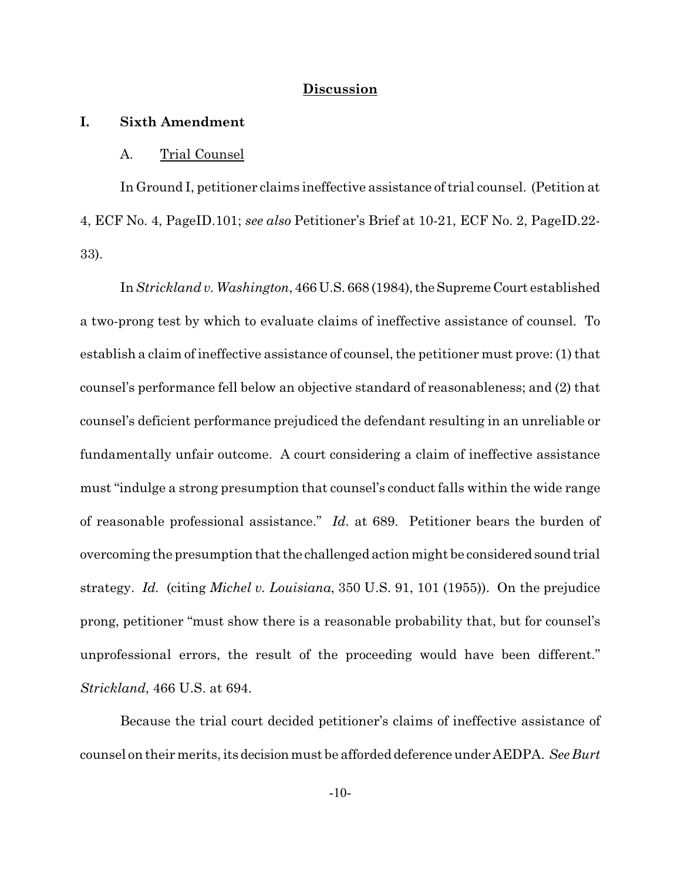## Discussion

### I. Sixth Amendment

#### A. Trial Counsel

In Ground I, petitioner claims ineffective assistance of trial counsel. (Petition at 4, ECF No. 4, PageID.101; *see also* Petitioner's Brief at 10-21, ECF No. 2, PageID.22-33).

In *Strickland v. Washington*, 466 U.S. 668 (1984), the Supreme Court established a two-prong test by which to evaluate claims of ineffective assistance of counsel. To establish a claim of ineffective assistance of counsel, the petitioner must prove: (1) that counsel's performance fell below an objective standard of reasonableness; and (2) that counsel's deficient performance prejudiced the defendant resulting in an unreliable or fundamentally unfair outcome. A court considering a claim of ineffective assistance must "indulge a strong presumption that counsel's conduct falls within the wide range of reasonable professional assistance." *Id.* at 689. Petitioner bears the burden of overcoming the presumption that the challenged action might be considered sound trial strategy. *Id.* (citing *Michel v. Louisiana*, 350 U.S. 91, 101 (1955)). On the prejudice prong, petitioner "must show there is a reasonable probability that, but for counsel's unprofessional errors, the result of the proceeding would have been different." *Strickland*, 466 U.S. at 694.

Because the trial court decided petitioner's claims of ineffective assistance of counsel on their merits, its decision must be afforded deference under AEDPA. *See Burt*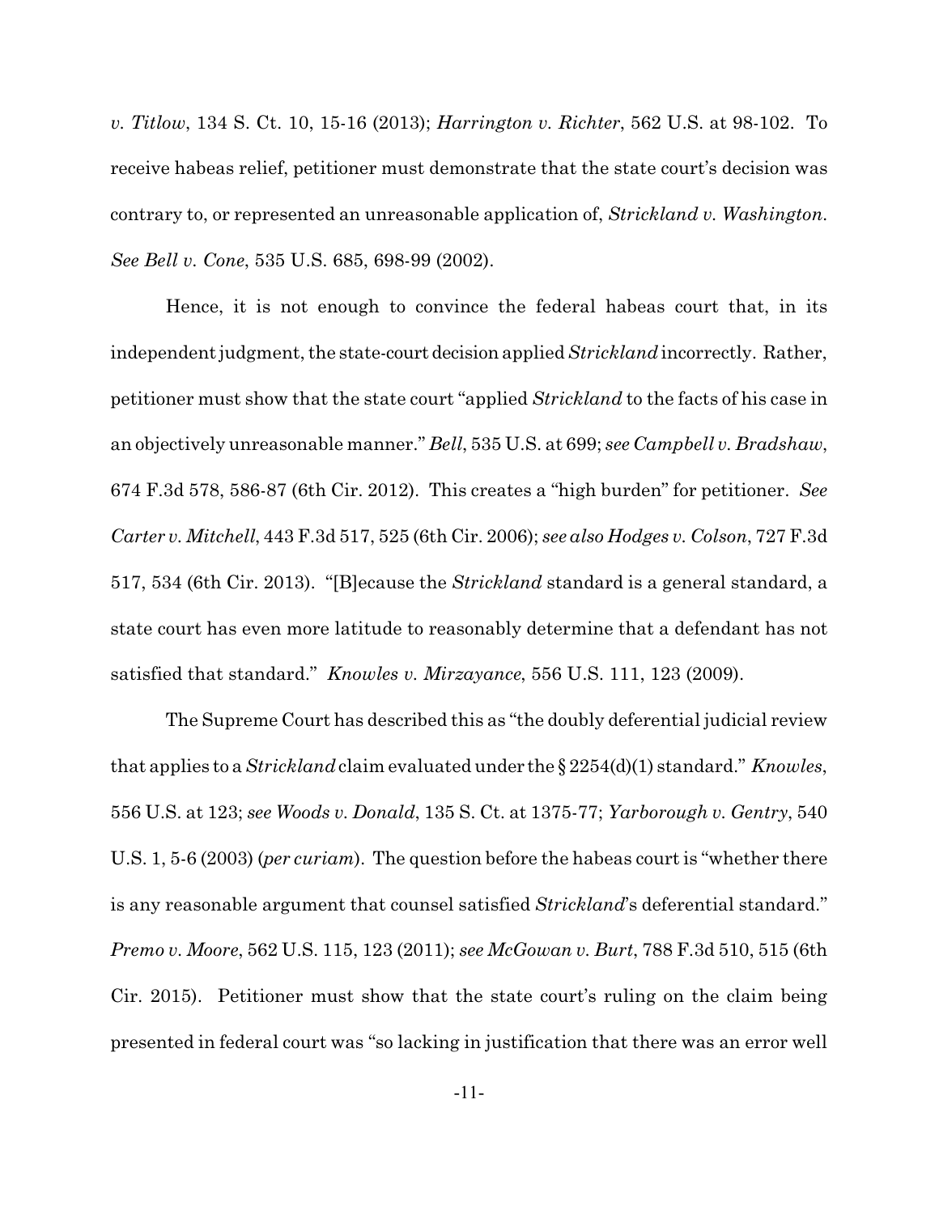*v. Titlow*, 134 S. Ct. 10, 15-16 (2013); *Harrington v. Richter*, 562 U.S. at 98-102. To receive habeas relief, petitioner must demonstrate that the state court's decision was contrary to, or represented an unreasonable application of, *Strickland v. Washington*. *See Bell v. Cone*, 535 U.S. 685, 698-99 (2002).

Hence, it is not enough to convince the federal habeas court that, in its independent judgment, the state-court decision applied *Strickland* incorrectly. Rather, petitioner must show that the state court "applied *Strickland* to the facts of his case in an objectively unreasonable manner." *Bell*, 535 U.S. at 699; *see Campbell v. Bradshaw*, 674 F.3d 578, 586-87 (6th Cir. 2012). This creates a "high burden" for petitioner. *See Carter v. Mitchell*, 443 F.3d 517, 525 (6th Cir. 2006); *see also Hodges v. Colson*, 727 F.3d 517, 534 (6th Cir. 2013). "[B]ecause the *Strickland* standard is a general standard, a state court has even more latitude to reasonably determine that a defendant has not satisfied that standard." *Knowles v. Mirzayance*, 556 U.S. 111, 123 (2009).

The Supreme Court has described this as "the doubly deferential judicial review that applies to a *Strickland* claim evaluated under the § 2254(d)(1) standard." *Knowles*, 556 U.S. at 123; *see Woods v. Donald*, 135 S. Ct. at 1375-77; *Yarborough v. Gentry*, 540 U.S. 1, 5-6 (2003) (*per curiam*). The question before the habeas court is "whether there is any reasonable argument that counsel satisfied *Strickland*'s deferential standard." *Premo v. Moore*, 562 U.S. 115, 123 (2011); *see McGowan v. Burt*, 788 F.3d 510, 515 (6th Cir. 2015). Petitioner must show that the state court's ruling on the claim being presented in federal court was "so lacking in justification that there was an error well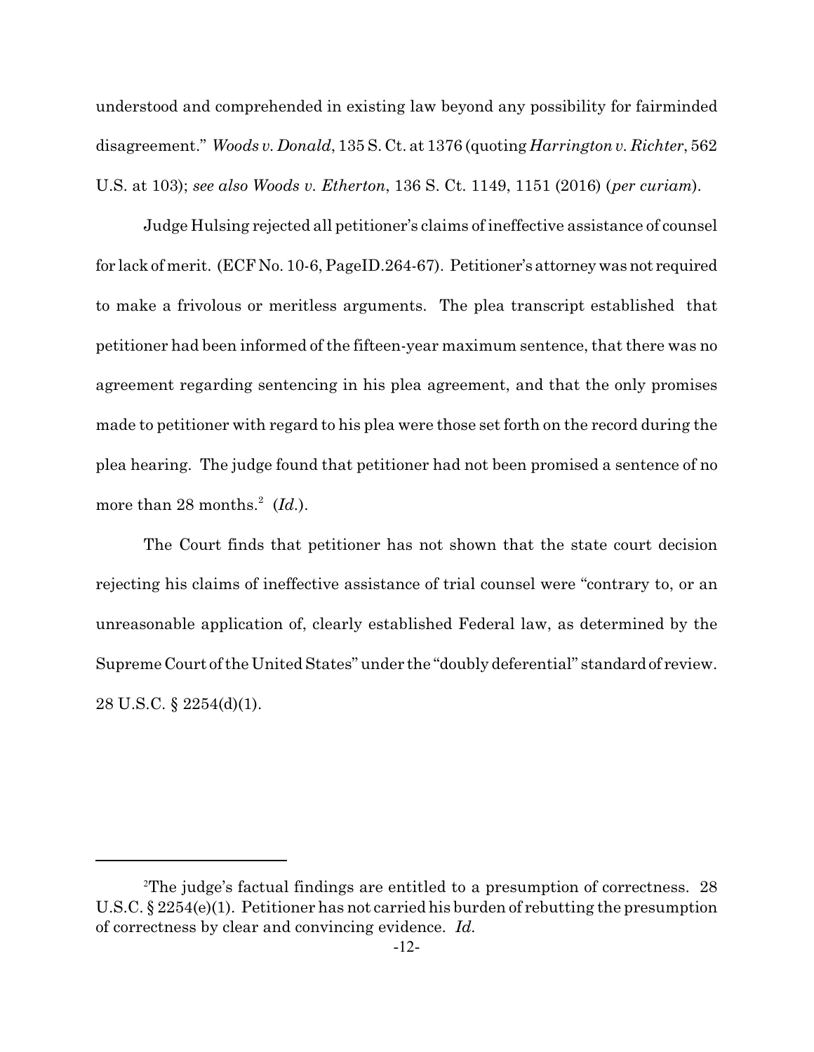understood and comprehended in existing law beyond any possibility for fairminded disagreement." *Woods v. Donald*, 135 S. Ct. at 1376 (quoting *Harrington v. Richter*, 562 U.S. at 103); *see also Woods v. Etherton*, 136 S. Ct. 1149, 1151 (2016) (*per curiam*).

Judge Hulsing rejected all petitioner's claims of ineffective assistance of counsel for lack of merit. (ECF No. 10-6, PageID.264-67). Petitioner's attorney was not required to make a frivolous or meritless arguments. The plea transcript established that petitioner had been informed of the fifteen-year maximum sentence, that there was no agreement regarding sentencing in his plea agreement, and that the only promises made to petitioner with regard to his plea were those set forth on the record during the plea hearing. The judge found that petitioner had not been promised a sentence of no more than 28 months.[2] (*Id.*).

The Court finds that petitioner has not shown that the state court decision rejecting his claims of ineffective assistance of trial counsel were "contrary to, or an unreasonable application of, clearly established Federal law, as determined by the Supreme Court of the United States" under the "doubly deferential" standard of review. 28 U.S.C. § 2254(d)(1).

---

[2]The judge's factual findings are entitled to a presumption of correctness. 28 U.S.C. § 2254(e)(1). Petitioner has not carried his burden of rebutting the presumption of correctness by clear and convincing evidence. *Id.*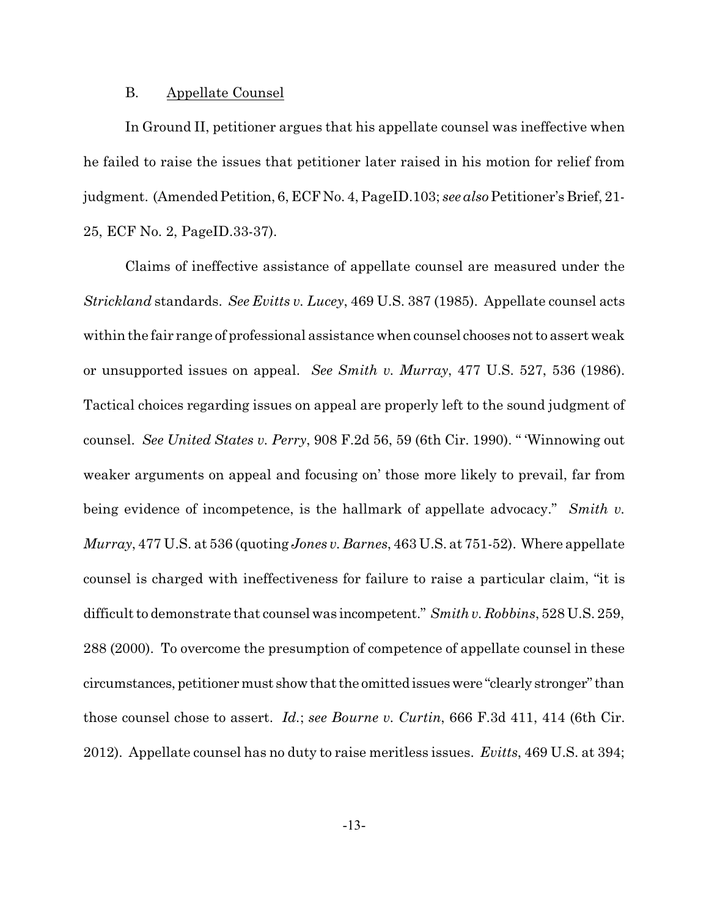### B. Appellate Counsel

In Ground II, petitioner argues that his appellate counsel was ineffective when he failed to raise the issues that petitioner later raised in his motion for relief from judgment. (Amended Petition, 6, ECF No. 4, PageID.103; *see also* Petitioner's Brief, 21-25, ECF No. 2, PageID.33-37).

Claims of ineffective assistance of appellate counsel are measured under the *Strickland* standards. *See Evitts v. Lucey*, 469 U.S. 387 (1985). Appellate counsel acts within the fair range of professional assistance when counsel chooses not to assert weak or unsupported issues on appeal. *See Smith v. Murray*, 477 U.S. 527, 536 (1986). Tactical choices regarding issues on appeal are properly left to the sound judgment of counsel. *See United States v. Perry*, 908 F.2d 56, 59 (6th Cir. 1990). " 'Winnowing out weaker arguments on appeal and focusing on' those more likely to prevail, far from being evidence of incompetence, is the hallmark of appellate advocacy." *Smith v. Murray*, 477 U.S. at 536 (quoting *Jones v. Barnes*, 463 U.S. at 751-52). Where appellate counsel is charged with ineffectiveness for failure to raise a particular claim, "it is difficult to demonstrate that counsel was incompetent." *Smith v. Robbins*, 528 U.S. 259, 288 (2000). To overcome the presumption of competence of appellate counsel in these circumstances, petitioner must show that the omitted issues were "clearly stronger" than those counsel chose to assert. *Id.*; *see Bourne v. Curtin*, 666 F.3d 411, 414 (6th Cir. 2012). Appellate counsel has no duty to raise meritless issues. *Evitts*, 469 U.S. at 394;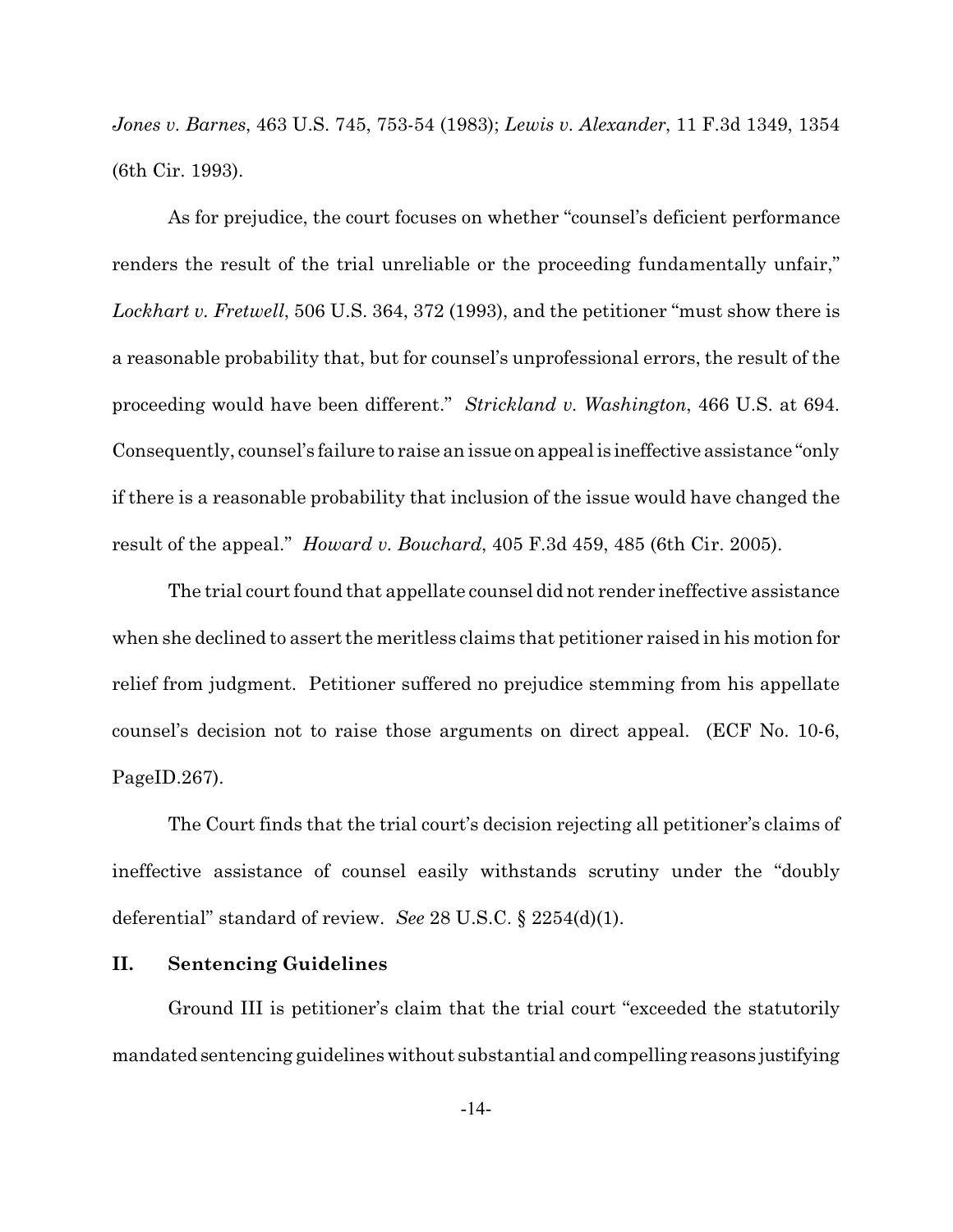*Jones v. Barnes*, 463 U.S. 745, 753-54 (1983); *Lewis v. Alexander*, 11 F.3d 1349, 1354 (6th Cir. 1993).

As for prejudice, the court focuses on whether "counsel's deficient performance renders the result of the trial unreliable or the proceeding fundamentally unfair," *Lockhart v. Fretwell*, 506 U.S. 364, 372 (1993), and the petitioner "must show there is a reasonable probability that, but for counsel's unprofessional errors, the result of the proceeding would have been different." *Strickland v. Washington*, 466 U.S. at 694. Consequently, counsel's failure to raise an issue on appeal is ineffective assistance "only if there is a reasonable probability that inclusion of the issue would have changed the result of the appeal." *Howard v. Bouchard*, 405 F.3d 459, 485 (6th Cir. 2005).

The trial court found that appellate counsel did not render ineffective assistance when she declined to assert the meritless claims that petitioner raised in his motion for relief from judgment. Petitioner suffered no prejudice stemming from his appellate counsel's decision not to raise those arguments on direct appeal. (ECF No. 10-6, PageID.267).

The Court finds that the trial court's decision rejecting all petitioner's claims of ineffective assistance of counsel easily withstands scrutiny under the "doubly deferential" standard of review. *See* 28 U.S.C. § 2254(d)(1).

## II. Sentencing Guidelines

Ground III is petitioner's claim that the trial court "exceeded the statutorily mandated sentencing guidelines without substantial and compelling reasons justifying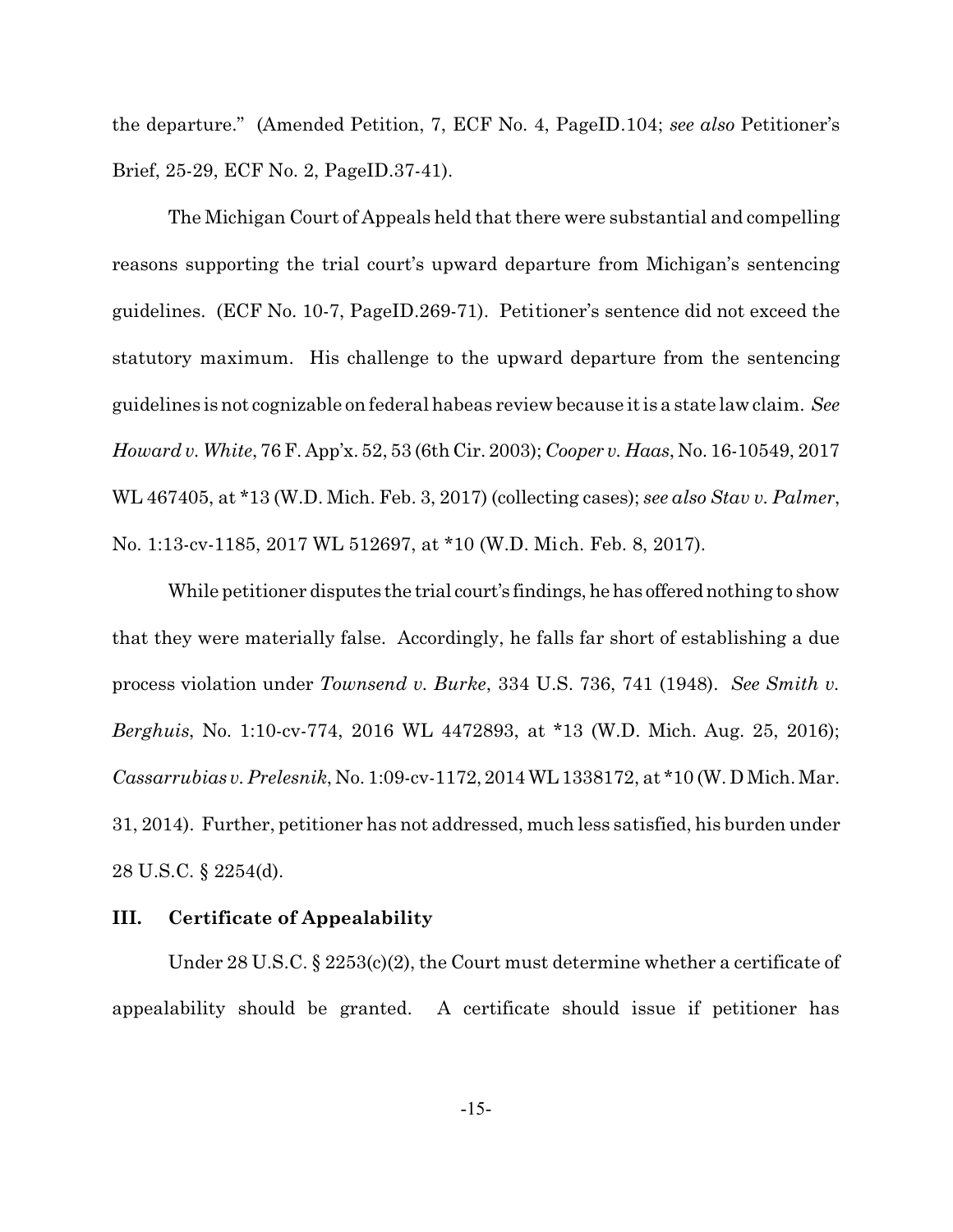the departure." (Amended Petition, 7, ECF No. 4, PageID.104; *see also* Petitioner's Brief, 25-29, ECF No. 2, PageID.37-41).

The Michigan Court of Appeals held that there were substantial and compelling reasons supporting the trial court's upward departure from Michigan's sentencing guidelines. (ECF No. 10-7, PageID.269-71). Petitioner's sentence did not exceed the statutory maximum. His challenge to the upward departure from the sentencing guidelines is not cognizable on federal habeas review because it is a state law claim. *See Howard v. White*, 76 F. App'x. 52, 53 (6th Cir. 2003); *Cooper v. Haas*, No. 16-10549, 2017 WL 467405, at *13 (W.D. Mich. Feb. 3, 2017) (collecting cases); *see also Stav v. Palmer*, No. 1:13-cv-1185, 2017 WL 512697, at *10 (W.D. Mich. Feb. 8, 2017).

While petitioner disputes the trial court's findings, he has offered nothing to show that they were materially false. Accordingly, he falls far short of establishing a due process violation under *Townsend v. Burke*, 334 U.S. 736, 741 (1948). *See Smith v. Berghuis*, No. 1:10-cv-774, 2016 WL 4472893, at *13 (W.D. Mich. Aug. 25, 2016); *Cassarrubias v. Prelesnik*, No. 1:09-cv-1172, 2014 WL 1338172, at *10 (W. D Mich. Mar. 31, 2014). Further, petitioner has not addressed, much less satisfied, his burden under 28 U.S.C. § 2254(d).

## III. Certificate of Appealability

Under 28 U.S.C. § 2253(c)(2), the Court must determine whether a certificate of appealability should be granted. A certificate should issue if petitioner has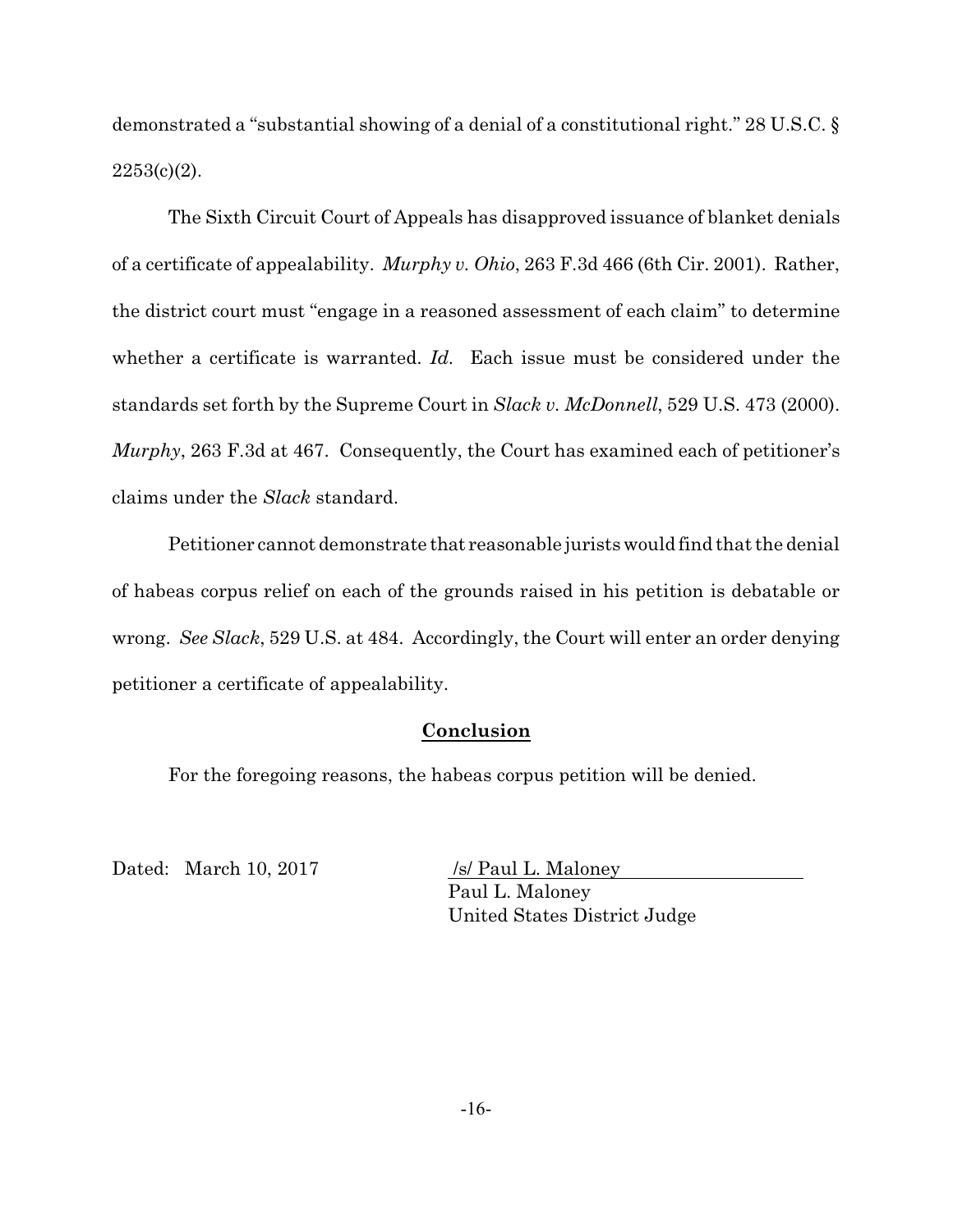demonstrated a "substantial showing of a denial of a constitutional right." 28 U.S.C. § 2253(c)(2).

The Sixth Circuit Court of Appeals has disapproved issuance of blanket denials of a certificate of appealability. *Murphy v. Ohio*, 263 F.3d 466 (6th Cir. 2001). Rather, the district court must "engage in a reasoned assessment of each claim" to determine whether a certificate is warranted. *Id.* Each issue must be considered under the standards set forth by the Supreme Court in *Slack v. McDonnell*, 529 U.S. 473 (2000). *Murphy*, 263 F.3d at 467. Consequently, the Court has examined each of petitioner's claims under the *Slack* standard.

Petitioner cannot demonstrate that reasonable jurists would find that the denial of habeas corpus relief on each of the grounds raised in his petition is debatable or wrong. *See Slack*, 529 U.S. at 484. Accordingly, the Court will enter an order denying petitioner a certificate of appealability.

## Conclusion

For the foregoing reasons, the habeas corpus petition will be denied.

Dated: March 10, 2017

/s/ Paul L. Maloney
Paul L. Maloney
United States District Judge